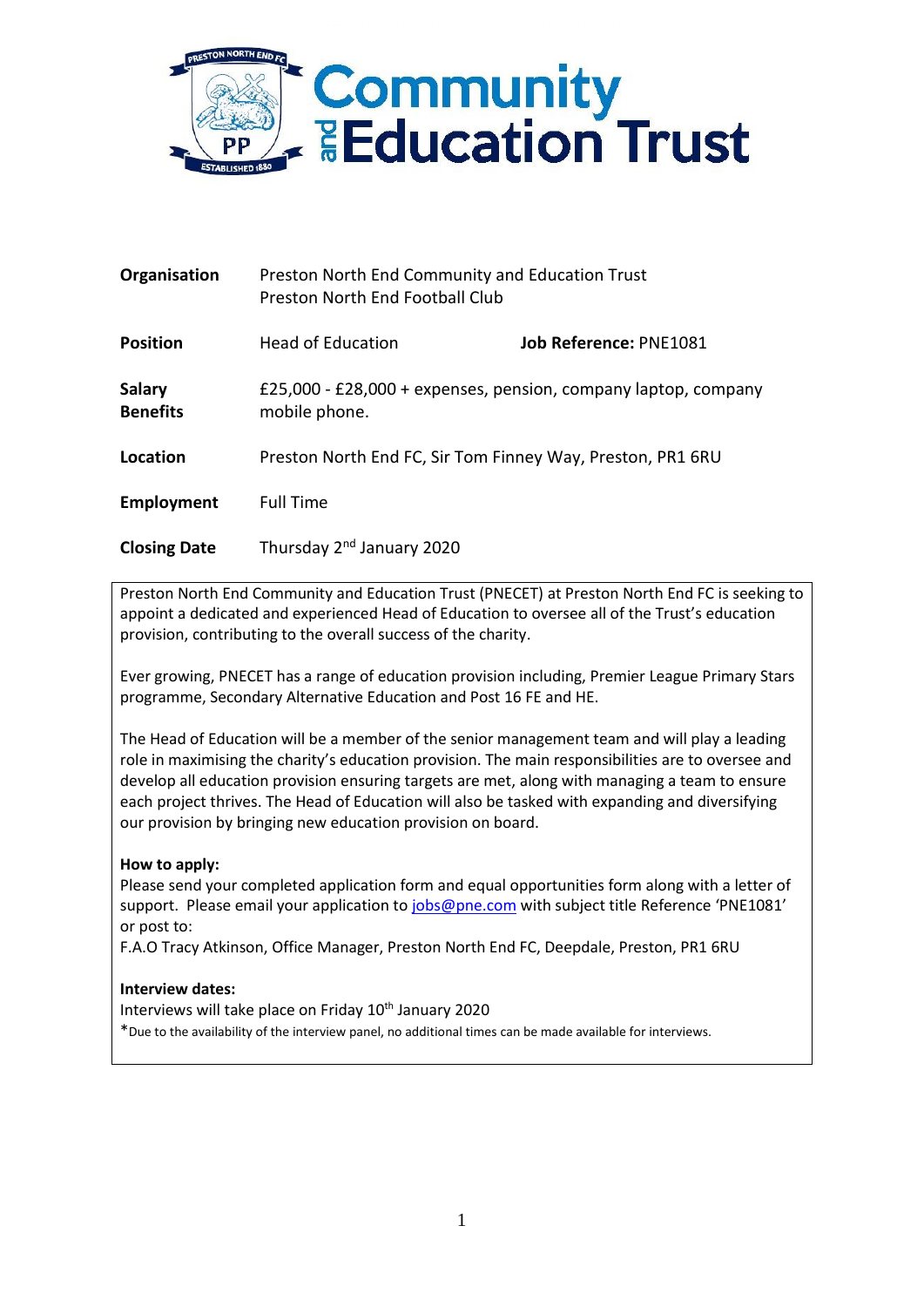# Community and Education Trust

| | | |
|---|---|---|
| **Organisation** | Preston North End Community and Education Trust<br>Preston North End Football Club | |
| **Position** | Head of Education | **Job Reference:** PNE1081 |
| **Salary**<br>**Benefits** | £25,000 - £28,000 + expenses, pension, company laptop, company mobile phone. | |
| **Location** | Preston North End FC, Sir Tom Finney Way, Preston, PR1 6RU | |
| **Employment** | Full Time | |
| **Closing Date** | Thursday 2nd January 2020 | |

Preston North End Community and Education Trust (PNECET) at Preston North End FC is seeking to appoint a dedicated and experienced Head of Education to oversee all of the Trust's education provision, contributing to the overall success of the charity.

Ever growing, PNECET has a range of education provision including, Premier League Primary Stars programme, Secondary Alternative Education and Post 16 FE and HE.

The Head of Education will be a member of the senior management team and will play a leading role in maximising the charity's education provision. The main responsibilities are to oversee and develop all education provision ensuring targets are met, along with managing a team to ensure each project thrives. The Head of Education will also be tasked with expanding and diversifying our provision by bringing new education provision on board.

**How to apply:**
Please send your completed application form and equal opportunities form along with a letter of support. Please email your application to jobs@pne.com with subject title Reference 'PNE1081' or post to:
F.A.O Tracy Atkinson, Office Manager, Preston North End FC, Deepdale, Preston, PR1 6RU

**Interview dates:**
Interviews will take place on Friday 10th January 2020
*Due to the availability of the interview panel, no additional times can be made available for interviews.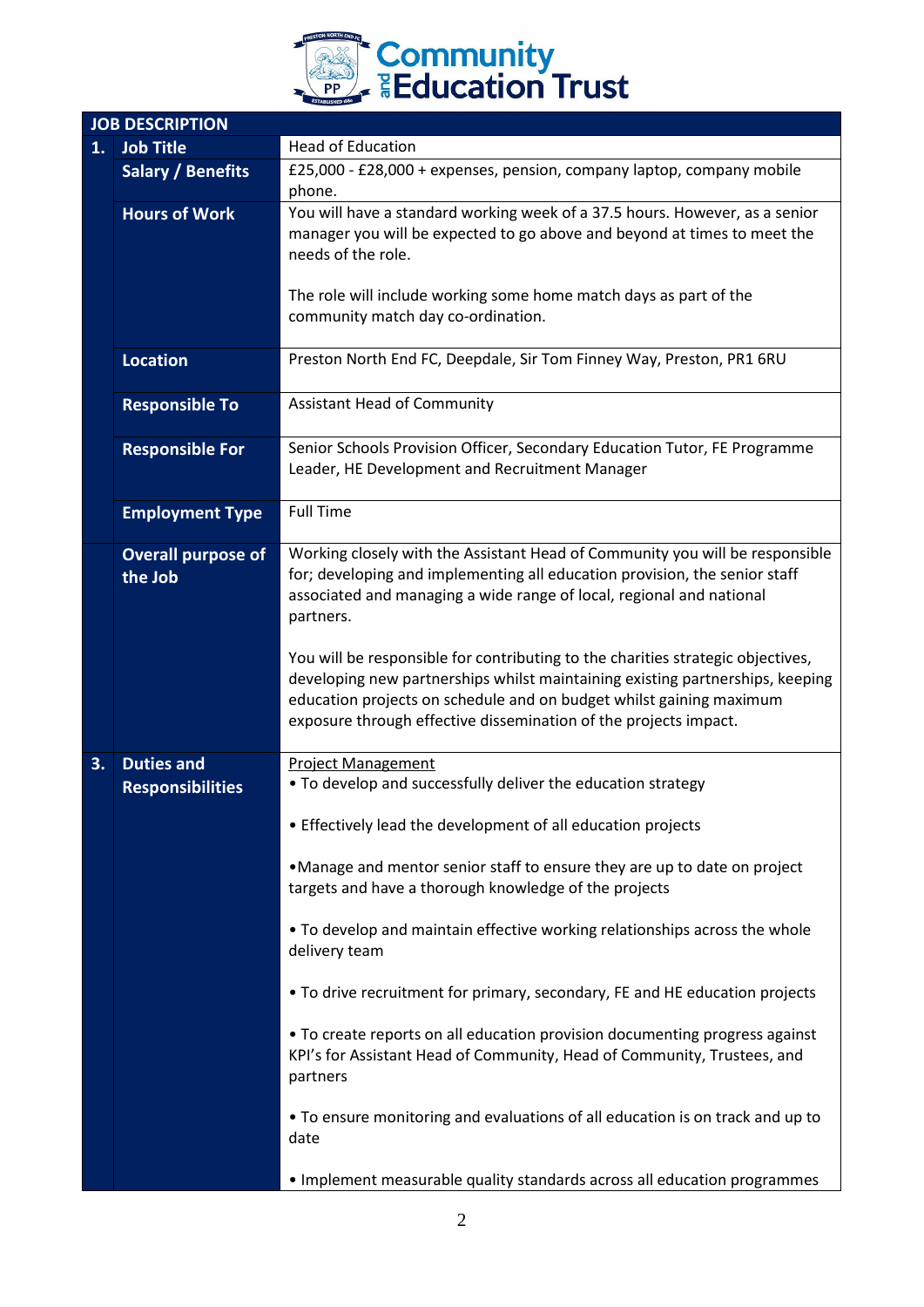# Community and Education Trust

| JOB DESCRIPTION | | |
|---|---|---|
| **1.** | **Job Title** | Head of Education |
| | **Salary / Benefits** | £25,000 - £28,000 + expenses, pension, company laptop, company mobile phone. |
| | **Hours of Work** | You will have a standard working week of a 37.5 hours. However, as a senior manager you will be expected to go above and beyond at times to meet the needs of the role.<br><br>The role will include working some home match days as part of the community match day co-ordination. |
| | **Location** | Preston North End FC, Deepdale, Sir Tom Finney Way, Preston, PR1 6RU |
| | **Responsible To** | Assistant Head of Community |
| | **Responsible For** | Senior Schools Provision Officer, Secondary Education Tutor, FE Programme Leader, HE Development and Recruitment Manager |
| | **Employment Type** | Full Time |
| | **Overall purpose of the Job** | Working closely with the Assistant Head of Community you will be responsible for; developing and implementing all education provision, the senior staff associated and managing a wide range of local, regional and national partners.<br><br>You will be responsible for contributing to the charities strategic objectives, developing new partnerships whilst maintaining existing partnerships, keeping education projects on schedule and on budget whilst gaining maximum exposure through effective dissemination of the projects impact. |
| **3.** | **Duties and Responsibilities** | <u>Project Management</u><br>• To develop and successfully deliver the education strategy<br><br>• Effectively lead the development of all education projects<br><br>•Manage and mentor senior staff to ensure they are up to date on project targets and have a thorough knowledge of the projects<br><br>• To develop and maintain effective working relationships across the whole delivery team<br><br>• To drive recruitment for primary, secondary, FE and HE education projects<br><br>• To create reports on all education provision documenting progress against KPI's for Assistant Head of Community, Head of Community, Trustees, and partners<br><br>• To ensure monitoring and evaluations of all education is on track and up to date<br><br>• Implement measurable quality standards across all education programmes |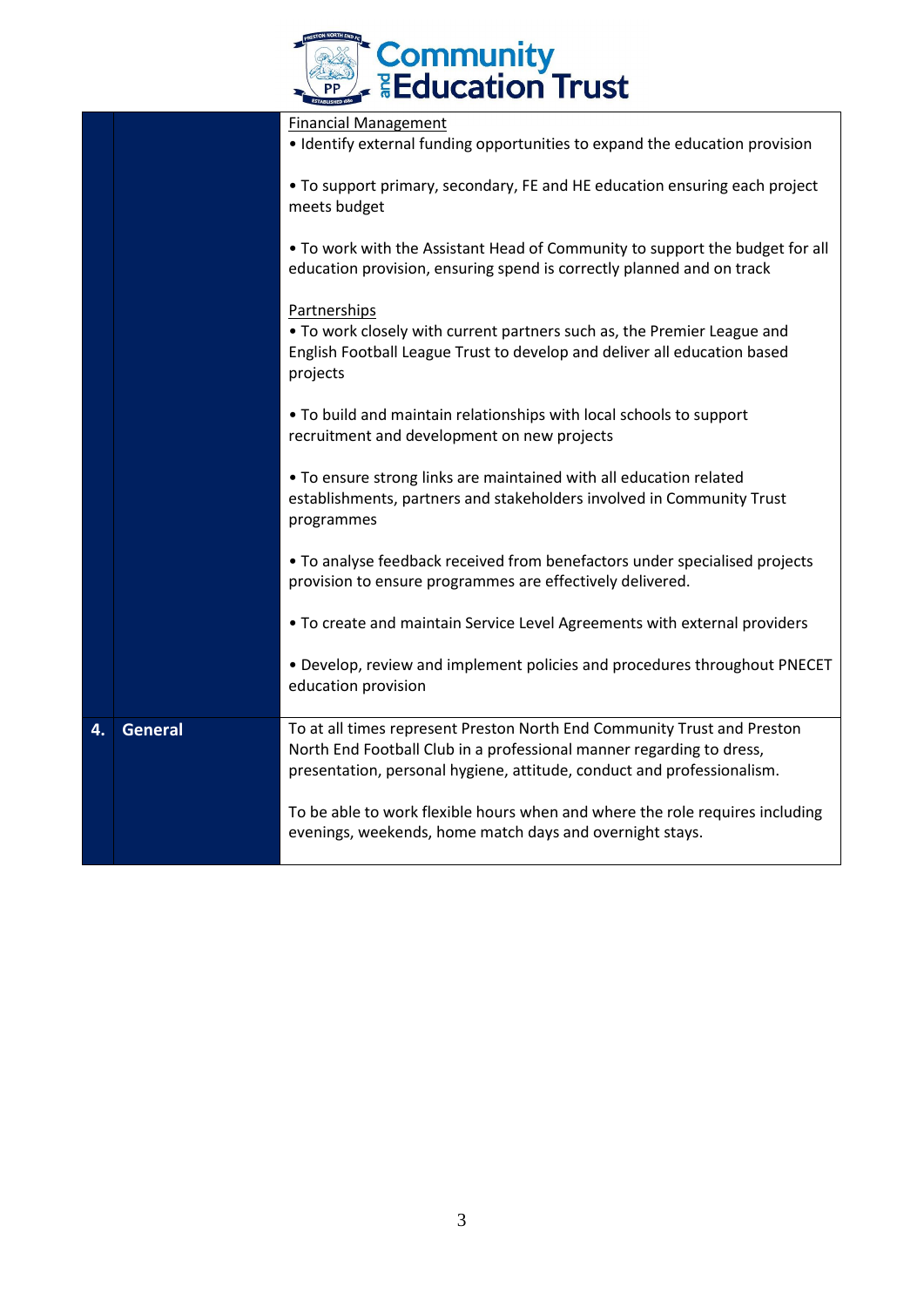| | | |
|---|---|---|
| | | Financial Management<br>• Identify external funding opportunities to expand the education provision<br><br>• To support primary, secondary, FE and HE education ensuring each project meets budget<br><br>• To work with the Assistant Head of Community to support the budget for all education provision, ensuring spend is correctly planned and on track<br><br>Partnerships<br>• To work closely with current partners such as, the Premier League and English Football League Trust to develop and deliver all education based projects<br><br>• To build and maintain relationships with local schools to support recruitment and development on new projects<br><br>• To ensure strong links are maintained with all education related establishments, partners and stakeholders involved in Community Trust programmes<br><br>• To analyse feedback received from benefactors under specialised projects provision to ensure programmes are effectively delivered.<br><br>• To create and maintain Service Level Agreements with external providers<br><br>• Develop, review and implement policies and procedures throughout PNECET education provision |
| **4.** | **General** | To at all times represent Preston North End Community Trust and Preston North End Football Club in a professional manner regarding to dress, presentation, personal hygiene, attitude, conduct and professionalism.<br><br>To be able to work flexible hours when and where the role requires including evenings, weekends, home match days and overnight stays. |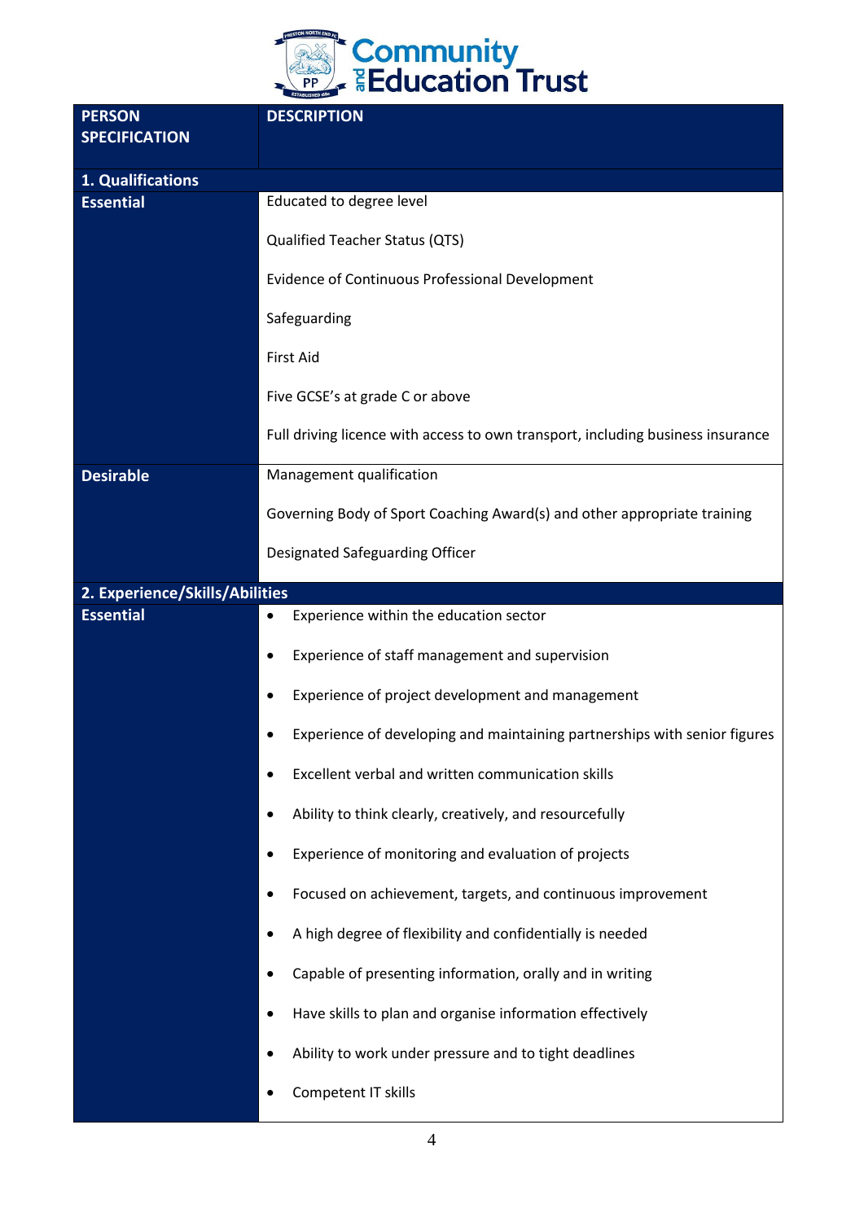Community and Education Trust

| PERSON SPECIFICATION | DESCRIPTION |
| --- | --- |
| **1. Qualifications** | |
| **Essential** | Educated to degree level<br><br>Qualified Teacher Status (QTS)<br><br>Evidence of Continuous Professional Development<br><br>Safeguarding<br><br>First Aid<br><br>Five GCSE's at grade C or above<br><br>Full driving licence with access to own transport, including business insurance |
| **Desirable** | Management qualification<br><br>Governing Body of Sport Coaching Award(s) and other appropriate training<br><br>Designated Safeguarding Officer |
| **2. Experience/Skills/Abilities** | |
| **Essential** | • Experience within the education sector<br>• Experience of staff management and supervision<br>• Experience of project development and management<br>• Experience of developing and maintaining partnerships with senior figures<br>• Excellent verbal and written communication skills<br>• Ability to think clearly, creatively, and resourcefully<br>• Experience of monitoring and evaluation of projects<br>• Focused on achievement, targets, and continuous improvement<br>• A high degree of flexibility and confidentially is needed<br>• Capable of presenting information, orally and in writing<br>• Have skills to plan and organise information effectively<br>• Ability to work under pressure and to tight deadlines<br>• Competent IT skills |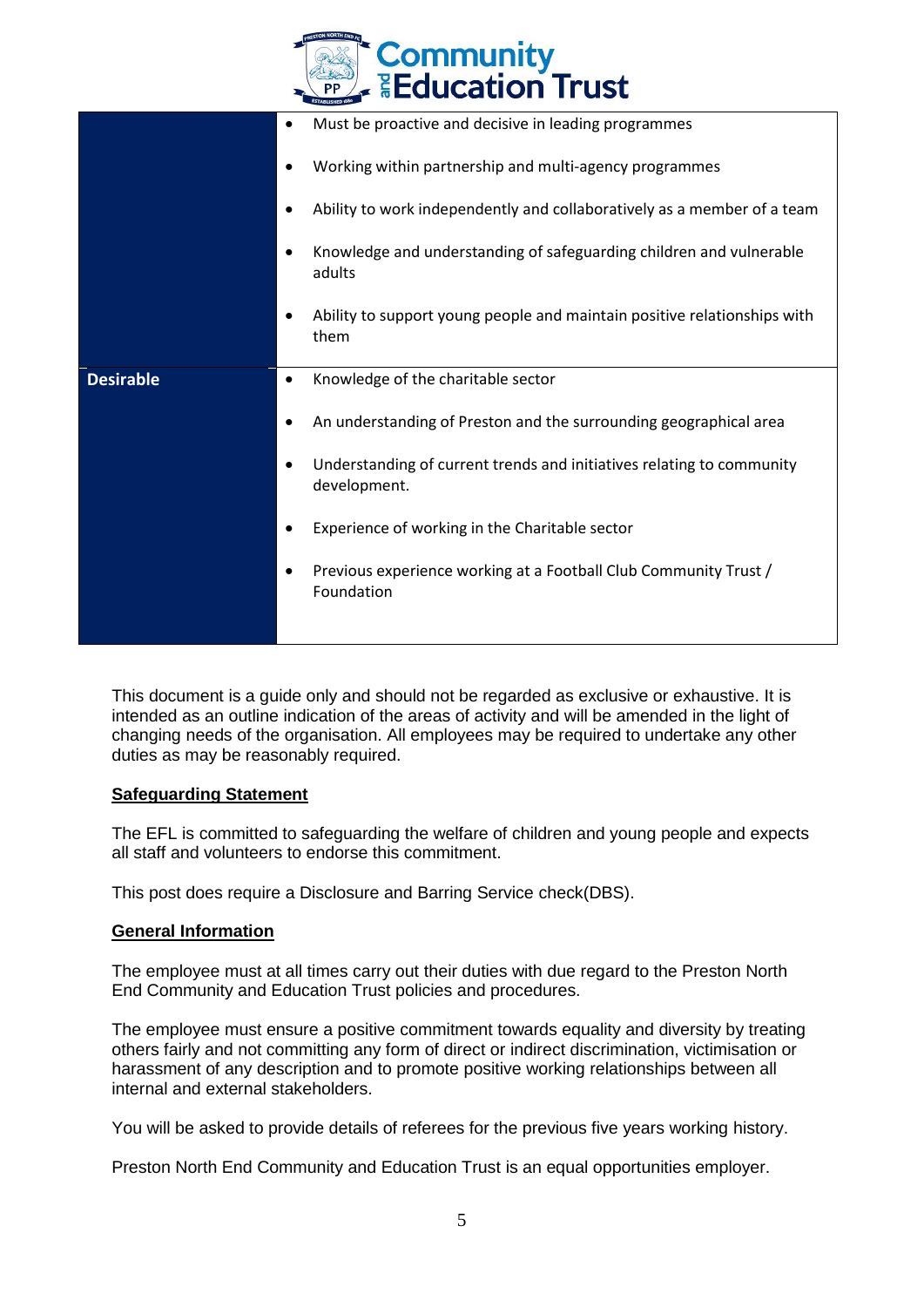| | |
|---|---|
| | • Must be proactive and decisive in leading programmes<br>• Working within partnership and multi-agency programmes<br>• Ability to work independently and collaboratively as a member of a team<br>• Knowledge and understanding of safeguarding children and vulnerable adults<br>• Ability to support young people and maintain positive relationships with them |
| **Desirable** | • Knowledge of the charitable sector<br>• An understanding of Preston and the surrounding geographical area<br>• Understanding of current trends and initiatives relating to community development.<br>• Experience of working in the Charitable sector<br>• Previous experience working at a Football Club Community Trust / Foundation |

This document is a guide only and should not be regarded as exclusive or exhaustive. It is intended as an outline indication of the areas of activity and will be amended in the light of changing needs of the organisation. All employees may be required to undertake any other duties as may be reasonably required.

**Safeguarding Statement**

The EFL is committed to safeguarding the welfare of children and young people and expects all staff and volunteers to endorse this commitment.

This post does require a Disclosure and Barring Service check(DBS).

**General Information**

The employee must at all times carry out their duties with due regard to the Preston North End Community and Education Trust policies and procedures.

The employee must ensure a positive commitment towards equality and diversity by treating others fairly and not committing any form of direct or indirect discrimination, victimisation or harassment of any description and to promote positive working relationships between all internal and external stakeholders.

You will be asked to provide details of referees for the previous five years working history.

Preston North End Community and Education Trust is an equal opportunities employer.